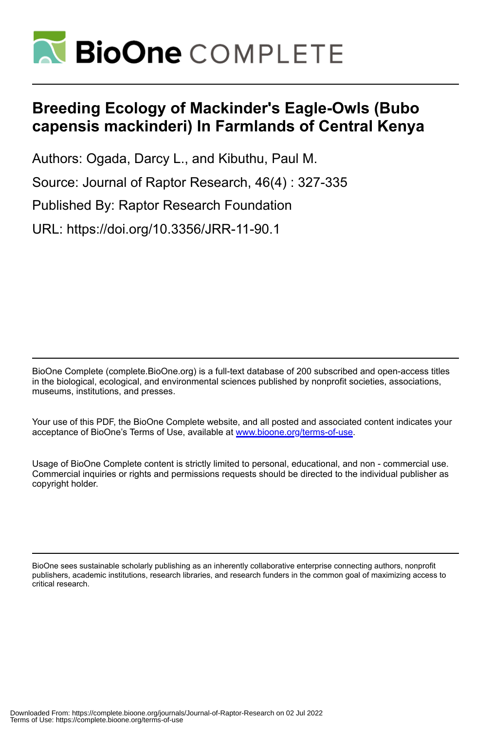BioOne COMPLETE

# Breeding Ecology of Mackinder's Eagle-Owls (Bubo capensis mackinderi) In Farmlands of Central Kenya

Authors: Ogada, Darcy L., and Kibuthu, Paul M.

Source: Journal of Raptor Research, 46(4) : 327-335

Published By: Raptor Research Foundation

URL: https://doi.org/10.3356/JRR-11-90.1

---

BioOne Complete (complete.BioOne.org) is a full-text database of 200 subscribed and open-access titles in the biological, ecological, and environmental sciences published by nonprofit societies, associations, museums, institutions, and presses.

Your use of this PDF, the BioOne Complete website, and all posted and associated content indicates your acceptance of BioOne's Terms of Use, available at www.bioone.org/terms-of-use.

Usage of BioOne Complete content is strictly limited to personal, educational, and non - commercial use. Commercial inquiries or rights and permissions requests should be directed to the individual publisher as copyright holder.

---

BioOne sees sustainable scholarly publishing as an inherently collaborative enterprise connecting authors, nonprofit publishers, academic institutions, research libraries, and research funders in the common goal of maximizing access to critical research.

Downloaded From: https://complete.bioone.org/journals/Journal-of-Raptor-Research on 02 Jul 2022
Terms of Use: https://complete.bioone.org/terms-of-use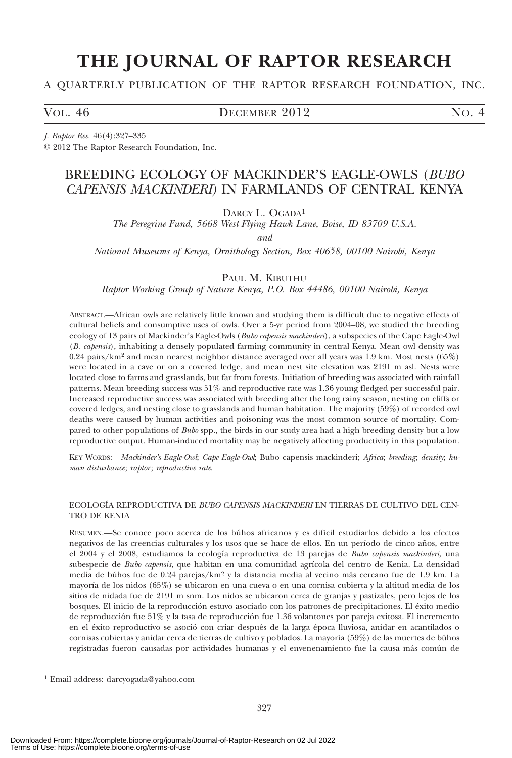# THE JOURNAL OF RAPTOR RESEARCH

A QUARTERLY PUBLICATION OF THE RAPTOR RESEARCH FOUNDATION, INC.

VOL. 46 DECEMBER 2012 NO. 4

*J. Raptor Res.* 46(4):327–335
© 2012 The Raptor Research Foundation, Inc.

## BREEDING ECOLOGY OF MACKINDER'S EAGLE-OWLS (*BUBO CAPENSIS MACKINDERI*) IN FARMLANDS OF CENTRAL KENYA

DARCY L. OGADA[1]

*The Peregrine Fund, 5668 West Flying Hawk Lane, Boise, ID 83709 U.S.A.*

*and*

*National Museums of Kenya, Ornithology Section, Box 40658, 00100 Nairobi, Kenya*

PAUL M. KIBUTHU

*Raptor Working Group of Nature Kenya, P.O. Box 44486, 00100 Nairobi, Kenya*

ABSTRACT.—African owls are relatively little known and studying them is difficult due to negative effects of cultural beliefs and consumptive uses of owls. Over a 5-yr period from 2004–08, we studied the breeding ecology of 13 pairs of Mackinder's Eagle-Owls (*Bubo capensis mackinderi*), a subspecies of the Cape Eagle-Owl (*B. capensis*), inhabiting a densely populated farming community in central Kenya. Mean owl density was 0.24 pairs/km$^2$ and mean nearest neighbor distance averaged over all years was 1.9 km. Most nests (65%) were located in a cave or on a covered ledge, and mean nest site elevation was 2191 m asl. Nests were located close to farms and grasslands, but far from forests. Initiation of breeding was associated with rainfall patterns. Mean breeding success was 51% and reproductive rate was 1.36 young fledged per successful pair. Increased reproductive success was associated with breeding after the long rainy season, nesting on cliffs or covered ledges, and nesting close to grasslands and human habitation. The majority (59%) of recorded owl deaths were caused by human activities and poisoning was the most common source of mortality. Compared to other populations of *Bubo* spp., the birds in our study area had a high breeding density but a low reproductive output. Human-induced mortality may be negatively affecting productivity in this population.

KEY WORDS: *Mackinder's Eagle-Owl*; *Cape Eagle-Owl*; Bubo capensis mackinderi; *Africa*; *breeding*; *density*; *human disturbance*; *raptor*; *reproductive rate*.

---

ECOLOGÍA REPRODUCTIVA DE *BUBO CAPENSIS MACKINDERI* EN TIERRAS DE CULTIVO DEL CENTRO DE KENIA

RESUMEN.—Se conoce poco acerca de los búhos africanos y es difícil estudiarlos debido a los efectos negativos de las creencias culturales y los usos que se hace de ellos. En un período de cinco años, entre el 2004 y el 2008, estudiamos la ecología reproductiva de 13 parejas de *Bubo capensis mackinderi*, una subespecie de *Bubo capensis*, que habitan en una comunidad agrícola del centro de Kenia. La densidad media de búhos fue de 0.24 parejas/km$^2$ y la distancia media al vecino más cercano fue de 1.9 km. La mayoría de los nidos (65%) se ubicaron en una cueva o en una cornisa cubierta y la altitud media de los sitios de nidada fue de 2191 m snm. Los nidos se ubicaron cerca de granjas y pastizales, pero lejos de los bosques. El inicio de la reproducción estuvo asociado con los patrones de precipitaciones. El éxito medio de reproducción fue 51% y la tasa de reproducción fue 1.36 volantones por pareja exitosa. El incremento en el éxito reproductivo se asoció con criar después de la larga época lluviosa, anidar en acantilados o cornisas cubiertas y anidar cerca de tierras de cultivo y poblados. La mayoría (59%) de las muertes de búhos registradas fueron causadas por actividades humanas y el envenenamiento fue la causa más común de

---

[1] Email address: darcyogada@yahoo.com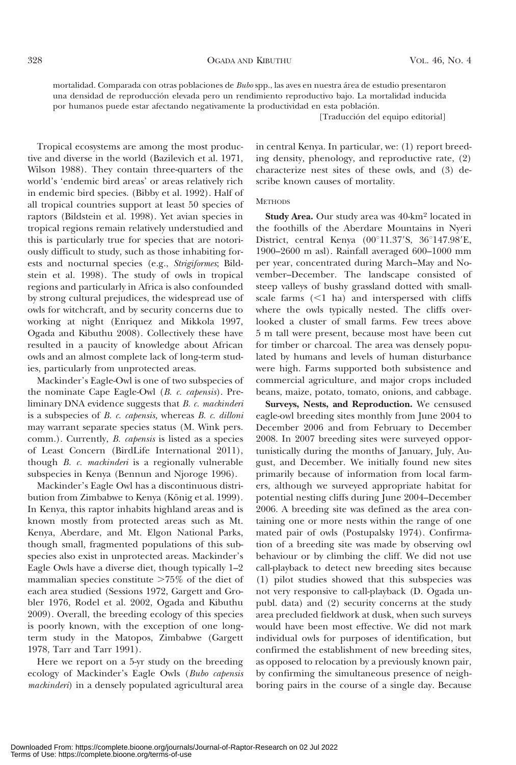mortalidad. Comparada con otras poblaciones de *Bubo* spp., las aves en nuestra área de estudio presentaron una densidad de reproducción elevada pero un rendimiento reproductivo bajo. La mortalidad inducida por humanos puede estar afectando negativamente la productividad en esta población.

[Traducción del equipo editorial]

Tropical ecosystems are among the most productive and diverse in the world (Bazilevich et al. 1971, Wilson 1988). They contain three-quarters of the world's 'endemic bird areas' or areas relatively rich in endemic bird species. (Bibby et al. 1992). Half of all tropical countries support at least 50 species of raptors (Bildstein et al. 1998). Yet avian species in tropical regions remain relatively understudied and this is particularly true for species that are notoriously difficult to study, such as those inhabiting forests and nocturnal species (e.g., *Strigiformes*; Bildstein et al. 1998). The study of owls in tropical regions and particularly in Africa is also confounded by strong cultural prejudices, the widespread use of owls for witchcraft, and by security concerns due to working at night (Enriquez and Mikkola 1997, Ogada and Kibuthu 2008). Collectively these have resulted in a paucity of knowledge about African owls and an almost complete lack of long-term studies, particularly from unprotected areas.

Mackinder's Eagle-Owl is one of two subspecies of the nominate Cape Eagle-Owl (*B. c. capensis*). Preliminary DNA evidence suggests that *B. c. mackinderi* is a subspecies of *B. c. capensis,* whereas *B. c. dilloni* may warrant separate species status (M. Wink pers. comm.). Currently, *B. capensis* is listed as a species of Least Concern (BirdLife International 2011), though *B. c. mackinderi* is a regionally vulnerable subspecies in Kenya (Bennun and Njoroge 1996).

Mackinder's Eagle Owl has a discontinuous distribution from Zimbabwe to Kenya (König et al. 1999). In Kenya, this raptor inhabits highland areas and is known mostly from protected areas such as Mt. Kenya, Aberdare, and Mt. Elgon National Parks, though small, fragmented populations of this subspecies also exist in unprotected areas. Mackinder's Eagle Owls have a diverse diet, though typically 1–2 mammalian species constitute >75% of the diet of each area studied (Sessions 1972, Gargett and Grobler 1976, Rodel et al. 2002, Ogada and Kibuthu 2009). Overall, the breeding ecology of this species is poorly known, with the exception of one long-term study in the Matopos, Zimbabwe (Gargett 1978, Tarr and Tarr 1991).

Here we report on a 5-yr study on the breeding ecology of Mackinder's Eagle Owls (*Bubo capensis mackinderi*) in a densely populated agricultural area in central Kenya. In particular, we: (1) report breeding density, phenology, and reproductive rate, (2) characterize nest sites of these owls, and (3) describe known causes of mortality.

## Methods

**Study Area.** Our study area was 40-km$^2$ located in the foothills of the Aberdare Mountains in Nyeri District, central Kenya (00°11.37′S, 36°147.98′E, 1900–2600 m asl). Rainfall averaged 600–1000 mm per year, concentrated during March–May and November–December. The landscape consisted of steep valleys of bushy grassland dotted with small-scale farms (<1 ha) and interspersed with cliffs where the owls typically nested. The cliffs overlooked a cluster of small farms. Few trees above 5 m tall were present, because most have been cut for timber or charcoal. The area was densely populated by humans and levels of human disturbance were high. Farms supported both subsistence and commercial agriculture, and major crops included beans, maize, potato, tomato, onions, and cabbage.

**Surveys, Nests, and Reproduction.** We censused eagle-owl breeding sites monthly from June 2004 to December 2006 and from February to December 2008. In 2007 breeding sites were surveyed opportunistically during the months of January, July, August, and December. We initially found new sites primarily because of information from local farmers, although we surveyed appropriate habitat for potential nesting cliffs during June 2004–December 2006. A breeding site was defined as the area containing one or more nests within the range of one mated pair of owls (Postupalsky 1974). Confirmation of a breeding site was made by observing owl behaviour or by climbing the cliff. We did not use call-playback to detect new breeding sites because (1) pilot studies showed that this subspecies was not very responsive to call-playback (D. Ogada unpubl. data) and (2) security concerns at the study area precluded fieldwork at dusk, when such surveys would have been most effective. We did not mark individual owls for purposes of identification, but confirmed the establishment of new breeding sites, as opposed to relocation by a previously known pair, by confirming the simultaneous presence of neighboring pairs in the course of a single day. Because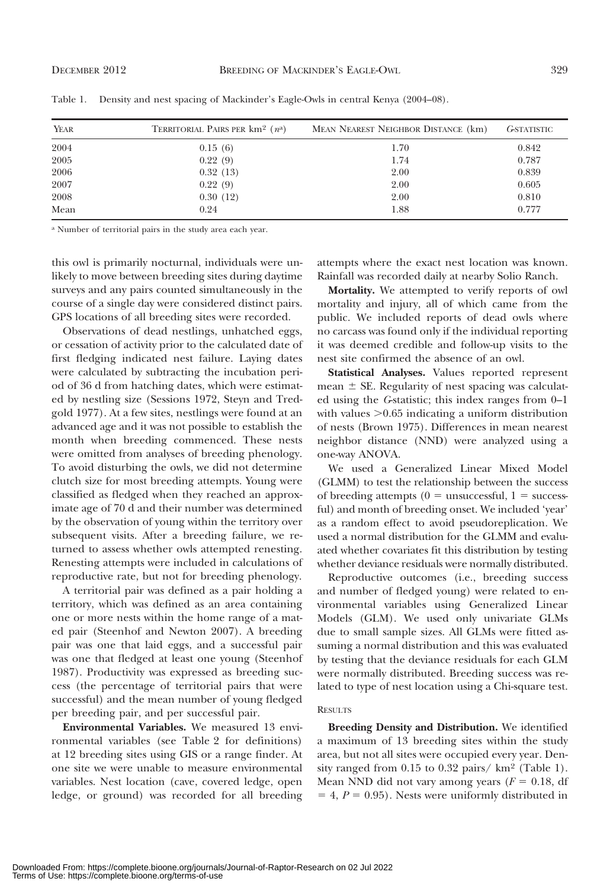Table 1. Density and nest spacing of Mackinder's Eagle-Owls in central Kenya (2004–08).

| Year | Territorial Pairs per km² ($n$[a]) | Mean Nearest Neighbor Distance (km) | $G$-statistic |
|---|---|---|---|
| 2004 | 0.15 (6) | 1.70 | 0.842 |
| 2005 | 0.22 (9) | 1.74 | 0.787 |
| 2006 | 0.32 (13) | 2.00 | 0.839 |
| 2007 | 0.22 (9) | 2.00 | 0.605 |
| 2008 | 0.30 (12) | 2.00 | 0.810 |
| Mean | 0.24 | 1.88 | 0.777 |

[a] Number of territorial pairs in the study area each year.

this owl is primarily nocturnal, individuals were unlikely to move between breeding sites during daytime surveys and any pairs counted simultaneously in the course of a single day were considered distinct pairs. GPS locations of all breeding sites were recorded.

Observations of dead nestlings, unhatched eggs, or cessation of activity prior to the calculated date of first fledging indicated nest failure. Laying dates were calculated by subtracting the incubation period of 36 d from hatching dates, which were estimated by nestling size (Sessions 1972, Steyn and Tredgold 1977). At a few sites, nestlings were found at an advanced age and it was not possible to establish the month when breeding commenced. These nests were omitted from analyses of breeding phenology. To avoid disturbing the owls, we did not determine clutch size for most breeding attempts. Young were classified as fledged when they reached an approximate age of 70 d and their number was determined by the observation of young within the territory over subsequent visits. After a breeding failure, we returned to assess whether owls attempted renesting. Renesting attempts were included in calculations of reproductive rate, but not for breeding phenology.

A territorial pair was defined as a pair holding a territory, which was defined as an area containing one or more nests within the home range of a mated pair (Steenhof and Newton 2007). A breeding pair was one that laid eggs, and a successful pair was one that fledged at least one young (Steenhof 1987). Productivity was expressed as breeding success (the percentage of territorial pairs that were successful) and the mean number of young fledged per breeding pair, and per successful pair.

**Environmental Variables.** We measured 13 environmental variables (see Table 2 for definitions) at 12 breeding sites using GIS or a range finder. At one site we were unable to measure environmental variables. Nest location (cave, covered ledge, open ledge, or ground) was recorded for all breeding attempts where the exact nest location was known. Rainfall was recorded daily at nearby Solio Ranch.

**Mortality.** We attempted to verify reports of owl mortality and injury, all of which came from the public. We included reports of dead owls where no carcass was found only if the individual reporting it was deemed credible and follow-up visits to the nest site confirmed the absence of an owl.

**Statistical Analyses.** Values reported represent mean ± SE. Regularity of nest spacing was calculated using the $G$-statistic; this index ranges from 0–1 with values >0.65 indicating a uniform distribution of nests (Brown 1975). Differences in mean nearest neighbor distance (NND) were analyzed using a one-way ANOVA.

We used a Generalized Linear Mixed Model (GLMM) to test the relationship between the success of breeding attempts (0 = unsuccessful, 1 = successful) and month of breeding onset. We included 'year' as a random effect to avoid pseudoreplication. We used a normal distribution for the GLMM and evaluated whether covariates fit this distribution by testing whether deviance residuals were normally distributed.

Reproductive outcomes (i.e., breeding success and number of fledged young) were related to environmental variables using Generalized Linear Models (GLM). We used only univariate GLMs due to small sample sizes. All GLMs were fitted assuming a normal distribution and this was evaluated by testing that the deviance residuals for each GLM were normally distributed. Breeding success was related to type of nest location using a Chi-square test.

## Results

**Breeding Density and Distribution.** We identified a maximum of 13 breeding sites within the study area, but not all sites were occupied every year. Density ranged from 0.15 to 0.32 pairs/ km² (Table 1). Mean NND did not vary among years ($F = 0.18$, df $= 4$, $P = 0.95$). Nests were uniformly distributed in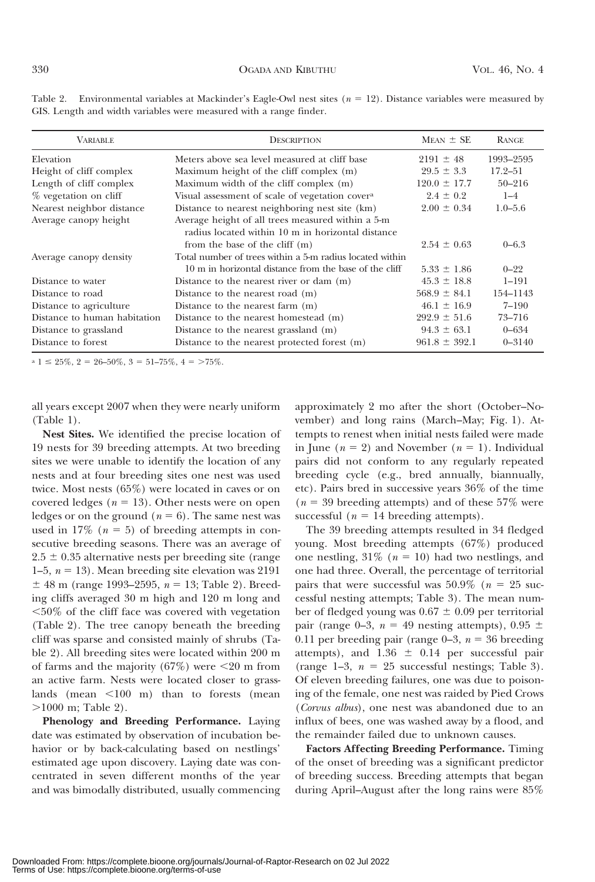Table 2. Environmental variables at Mackinder's Eagle-Owl nest sites ($n = 12$). Distance variables were measured by GIS. Length and width variables were measured with a range finder.

| VARIABLE | DESCRIPTION | MEAN ± SE | RANGE |
|---|---|---|---|
| Elevation | Meters above sea level measured at cliff base | 2191 ± 48 | 1993–2595 |
| Height of cliff complex | Maximum height of the cliff complex (m) | 29.5 ± 3.3 | 17.2–51 |
| Length of cliff complex | Maximum width of the cliff complex (m) | 120.0 ± 17.7 | 50–216 |
| % vegetation on cliff | Visual assessment of scale of vegetation cover[a] | 2.4 ± 0.2 | 1–4 |
| Nearest neighbor distance | Distance to nearest neighboring nest site (km) | 2.00 ± 0.34 | 1.0–5.6 |
| Average canopy height | Average height of all trees measured within a 5-m radius located within 10 m in horizontal distance from the base of the cliff (m) | 2.54 ± 0.63 | 0–6.3 |
| Average canopy density | Total number of trees within a 5-m radius located within 10 m in horizontal distance from the base of the cliff | 5.33 ± 1.86 | 0–22 |
| Distance to water | Distance to the nearest river or dam (m) | 45.3 ± 18.8 | 1–191 |
| Distance to road | Distance to the nearest road (m) | 568.9 ± 84.1 | 154–1143 |
| Distance to agriculture | Distance to the nearest farm (m) | 46.1 ± 16.9 | 7–190 |
| Distance to human habitation | Distance to the nearest homestead (m) | 292.9 ± 51.6 | 73–716 |
| Distance to grassland | Distance to the nearest grassland (m) | 94.3 ± 63.1 | 0–634 |
| Distance to forest | Distance to the nearest protected forest (m) | 961.8 ± 392.1 | 0–3140 |

[a] 1 ≤ 25%, 2 = 26–50%, 3 = 51–75%, 4 = >75%.

all years except 2007 when they were nearly uniform (Table 1).

**Nest Sites.** We identified the precise location of 19 nests for 39 breeding attempts. At two breeding sites we were unable to identify the location of any nests and at four breeding sites one nest was used twice. Most nests (65%) were located in caves or on covered ledges ($n = 13$). Other nests were on open ledges or on the ground ($n = 6$). The same nest was used in 17% ($n = 5$) of breeding attempts in consecutive breeding seasons. There was an average of $2.5 \pm 0.35$ alternative nests per breeding site (range 1–5, $n = 13$). Mean breeding site elevation was 2191 ± 48 m (range 1993–2595, $n = 13$; Table 2). Breeding cliffs averaged 30 m high and 120 m long and <50% of the cliff face was covered with vegetation (Table 2). The tree canopy beneath the breeding cliff was sparse and consisted mainly of shrubs (Table 2). All breeding sites were located within 200 m of farms and the majority (67%) were <20 m from an active farm. Nests were located closer to grasslands (mean <100 m) than to forests (mean >1000 m; Table 2).

**Phenology and Breeding Performance.** Laying date was estimated by observation of incubation behavior or by back-calculating based on nestlings' estimated age upon discovery. Laying date was concentrated in seven different months of the year and was bimodally distributed, usually commencing approximately 2 mo after the short (October–November) and long rains (March–May; Fig. 1). Attempts to renest when initial nests failed were made in June ($n = 2$) and November ($n = 1$). Individual pairs did not conform to any regularly repeated breeding cycle (e.g., bred annually, biannually, etc). Pairs bred in successive years 36% of the time ($n = 39$ breeding attempts) and of these 57% were successful ($n = 14$ breeding attempts).

The 39 breeding attempts resulted in 34 fledged young. Most breeding attempts (67%) produced one nestling, 31% ($n = 10$) had two nestlings, and one had three. Overall, the percentage of territorial pairs that were successful was 50.9% ($n = 25$ successful nesting attempts; Table 3). The mean number of fledged young was $0.67 \pm 0.09$ per territorial pair (range 0–3, $n = 49$ nesting attempts), $0.95 \pm 0.11$ per breeding pair (range 0–3, $n = 36$ breeding attempts), and $1.36 \pm 0.14$ per successful pair (range 1–3, $n = 25$ successful nestings; Table 3). Of eleven breeding failures, one was due to poisoning of the female, one nest was raided by Pied Crows (*Corvus albus*), one nest was abandoned due to an influx of bees, one was washed away by a flood, and the remainder failed due to unknown causes.

**Factors Affecting Breeding Performance.** Timing of the onset of breeding was a significant predictor of breeding success. Breeding attempts that began during April–August after the long rains were 85%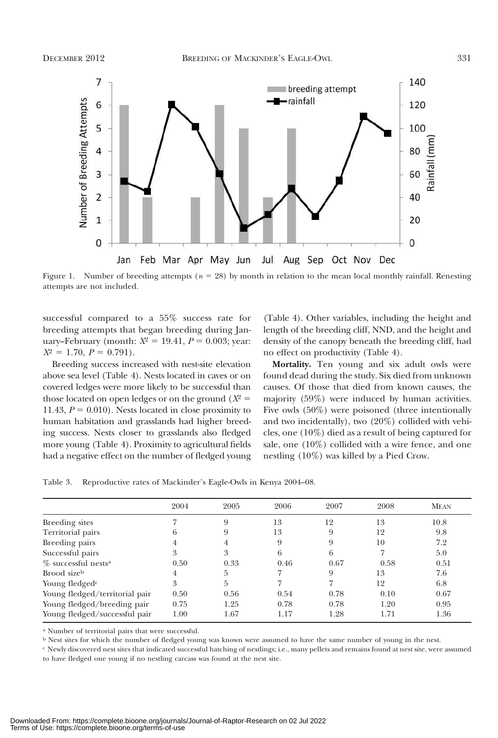Figure 1. Number of breeding attempts ($n = 28$) by month in relation to the mean local monthly rainfall. Renesting attempts are not included.

successful compared to a 55% success rate for breeding attempts that began breeding during January–February (month: $X^2 = 19.41$, $P = 0.003$; year: $X^2 = 1.70$, $P = 0.791$).

Breeding success increased with nest-site elevation above sea level (Table 4). Nests located in caves or on covered ledges were more likely to be successful than those located on open ledges or on the ground ($X^2 = 11.43$, $P = 0.010$). Nests located in close proximity to human habitation and grasslands had higher breeding success. Nests closer to grasslands also fledged more young (Table 4). Proximity to agricultural fields had a negative effect on the number of fledged young (Table 4). Other variables, including the height and length of the breeding cliff, NND, and the height and density of the canopy beneath the breeding cliff, had no effect on productivity (Table 4).

**Mortality.** Ten young and six adult owls were found dead during the study. Six died from unknown causes. Of those that died from known causes, the majority (59%) were induced by human activities. Five owls (50%) were poisoned (three intentionally and two incidentally), two (20%) collided with vehicles, one (10%) died as a result of being captured for sale, one (10%) collided with a wire fence, and one nestling (10%) was killed by a Pied Crow.

Table 3. Reproductive rates of Mackinder's Eagle-Owls in Kenya 2004–08.

| | 2004 | 2005 | 2006 | 2007 | 2008 | Mean |
|---|---|---|---|---|---|---|
| Breeding sites | 7 | 9 | 13 | 12 | 13 | 10.8 |
| Territorial pairs | 6 | 9 | 13 | 9 | 12 | 9.8 |
| Breeding pairs | 4 | 4 | 9 | 9 | 10 | 7.2 |
| Successful pairs | 3 | 3 | 6 | 6 | 7 | 5.0 |
| % successful nests[a] | 0.50 | 0.33 | 0.46 | 0.67 | 0.58 | 0.51 |
| Brood size[b] | 4 | 5 | 7 | 9 | 13 | 7.6 |
| Young fledged[c] | 3 | 5 | 7 | 7 | 12 | 6.8 |
| Young fledged/territorial pair | 0.50 | 0.56 | 0.54 | 0.78 | 0.10 | 0.67 |
| Young fledged/breeding pair | 0.75 | 1.25 | 0.78 | 0.78 | 1.20 | 0.95 |
| Young fledged/successful pair | 1.00 | 1.67 | 1.17 | 1.28 | 1.71 | 1.36 |

[a] Number of territorial pairs that were successful.

[b] Nest sites for which the number of fledged young was known were assumed to have the same number of young in the nest.

[c] Newly discovered nest sites that indicated successful hatching of nestlings; i.e., many pellets and remains found at nest site, were assumed to have fledged one young if no nestling carcass was found at the nest site.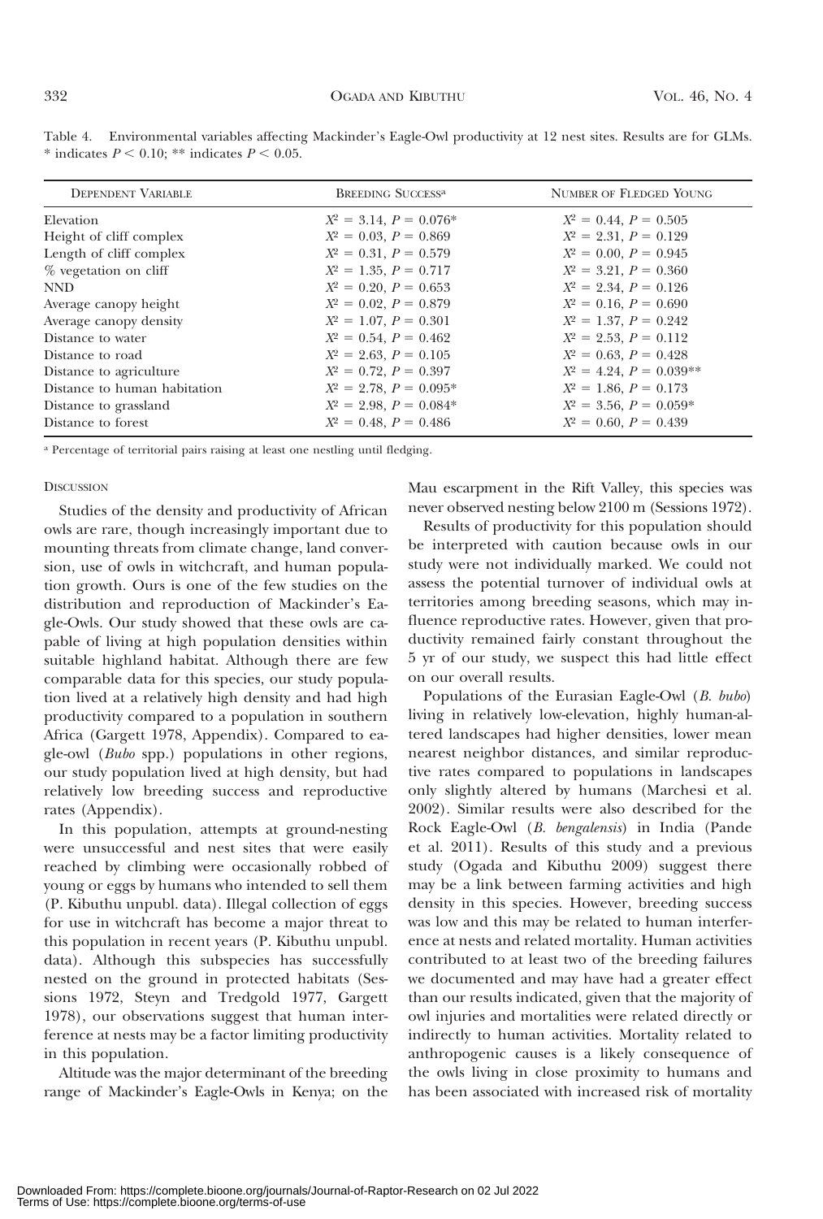Table 4. Environmental variables affecting Mackinder's Eagle-Owl productivity at 12 nest sites. Results are for GLMs. * indicates $P < 0.10$; ** indicates $P < 0.05$.

| Dependent Variable | Breeding Success[a] | Number of Fledged Young |
|---|---|---|
| Elevation | $X^2 = 3.14$, $P = 0.076$* | $X^2 = 0.44$, $P = 0.505$ |
| Height of cliff complex | $X^2 = 0.03$, $P = 0.869$ | $X^2 = 2.31$, $P = 0.129$ |
| Length of cliff complex | $X^2 = 0.31$, $P = 0.579$ | $X^2 = 0.00$, $P = 0.945$ |
| % vegetation on cliff | $X^2 = 1.35$, $P = 0.717$ | $X^2 = 3.21$, $P = 0.360$ |
| NND | $X^2 = 0.20$, $P = 0.653$ | $X^2 = 2.34$, $P = 0.126$ |
| Average canopy height | $X^2 = 0.02$, $P = 0.879$ | $X^2 = 0.16$, $P = 0.690$ |
| Average canopy density | $X^2 = 1.07$, $P = 0.301$ | $X^2 = 1.37$, $P = 0.242$ |
| Distance to water | $X^2 = 0.54$, $P = 0.462$ | $X^2 = 2.53$, $P = 0.112$ |
| Distance to road | $X^2 = 2.63$, $P = 0.105$ | $X^2 = 0.63$, $P = 0.428$ |
| Distance to agriculture | $X^2 = 0.72$, $P = 0.397$ | $X^2 = 4.24$, $P = 0.039$** |
| Distance to human habitation | $X^2 = 2.78$, $P = 0.095$* | $X^2 = 1.86$, $P = 0.173$ |
| Distance to grassland | $X^2 = 2.98$, $P = 0.084$* | $X^2 = 3.56$, $P = 0.059$* |
| Distance to forest | $X^2 = 0.48$, $P = 0.486$ | $X^2 = 0.60$, $P = 0.439$ |

[a] Percentage of territorial pairs raising at least one nestling until fledging.

## Discussion

Studies of the density and productivity of African owls are rare, though increasingly important due to mounting threats from climate change, land conversion, use of owls in witchcraft, and human population growth. Ours is one of the few studies on the distribution and reproduction of Mackinder's Eagle-Owls. Our study showed that these owls are capable of living at high population densities within suitable highland habitat. Although there are few comparable data for this species, our study population lived at a relatively high density and had high productivity compared to a population in southern Africa (Gargett 1978, Appendix). Compared to eagle-owl (*Bubo* spp.) populations in other regions, our study population lived at high density, but had relatively low breeding success and reproductive rates (Appendix).

In this population, attempts at ground-nesting were unsuccessful and nest sites that were easily reached by climbing were occasionally robbed of young or eggs by humans who intended to sell them (P. Kibuthu unpubl. data). Illegal collection of eggs for use in witchcraft has become a major threat to this population in recent years (P. Kibuthu unpubl. data). Although this subspecies has successfully nested on the ground in protected habitats (Sessions 1972, Steyn and Tredgold 1977, Gargett 1978), our observations suggest that human interference at nests may be a factor limiting productivity in this population.

Altitude was the major determinant of the breeding range of Mackinder's Eagle-Owls in Kenya; on the Mau escarpment in the Rift Valley, this species was never observed nesting below 2100 m (Sessions 1972).

Results of productivity for this population should be interpreted with caution because owls in our study were not individually marked. We could not assess the potential turnover of individual owls at territories among breeding seasons, which may influence reproductive rates. However, given that productivity remained fairly constant throughout the 5 yr of our study, we suspect this had little effect on our overall results.

Populations of the Eurasian Eagle-Owl (*B. bubo*) living in relatively low-elevation, highly human-altered landscapes had higher densities, lower mean nearest neighbor distances, and similar reproductive rates compared to populations in landscapes only slightly altered by humans (Marchesi et al. 2002). Similar results were also described for the Rock Eagle-Owl (*B. bengalensis*) in India (Pande et al. 2011). Results of this study and a previous study (Ogada and Kibuthu 2009) suggest there may be a link between farming activities and high density in this species. However, breeding success was low and this may be related to human interference at nests and related mortality. Human activities contributed to at least two of the breeding failures we documented and may have had a greater effect than our results indicated, given that the majority of owl injuries and mortalities were related directly or indirectly to human activities. Mortality related to anthropogenic causes is a likely consequence of the owls living in close proximity to humans and has been associated with increased risk of mortality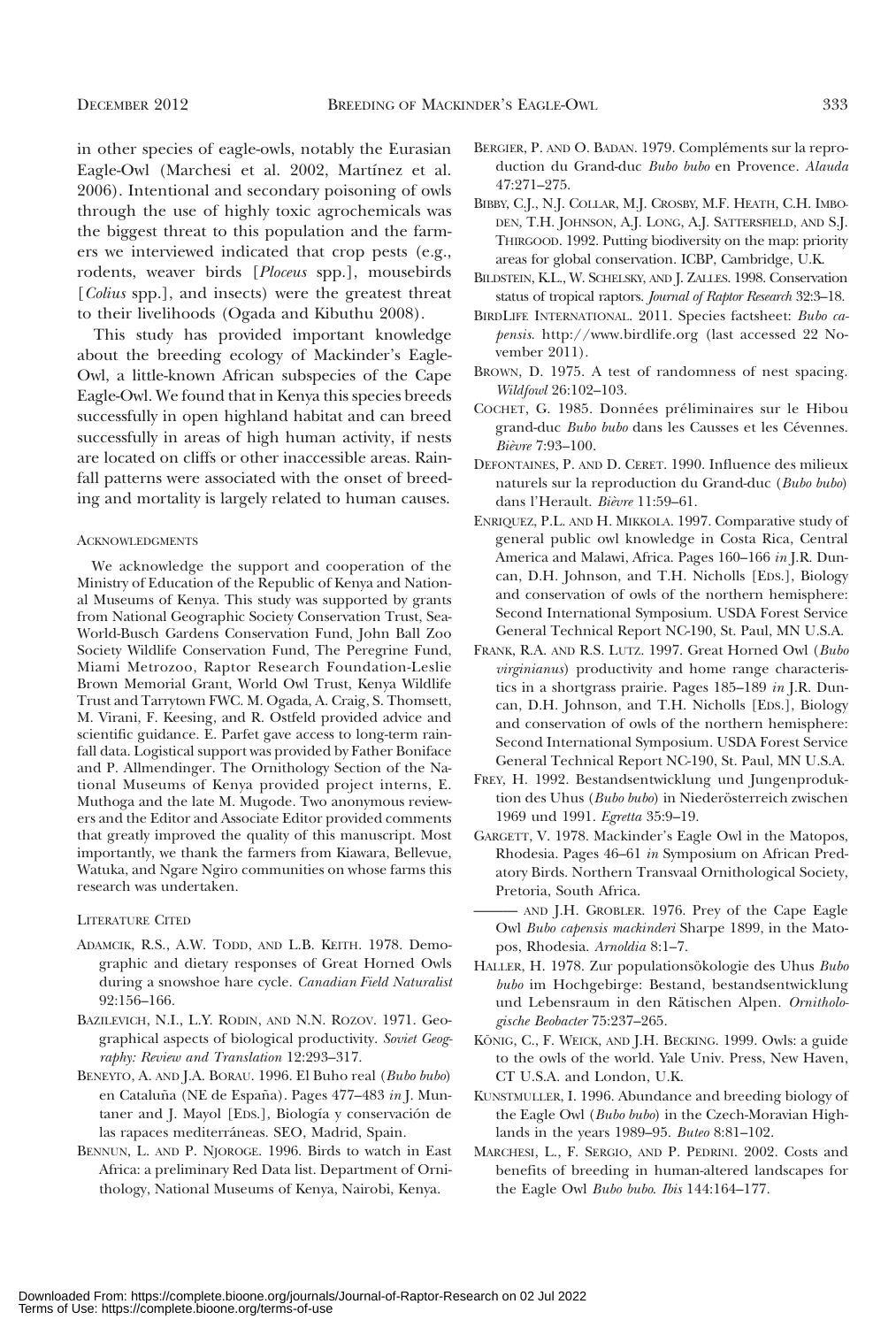in other species of eagle-owls, notably the Eurasian Eagle-Owl (Marchesi et al. 2002, Martínez et al. 2006). Intentional and secondary poisoning of owls through the use of highly toxic agrochemicals was the biggest threat to this population and the farmers we interviewed indicated that crop pests (e.g., rodents, weaver birds [*Ploceus* spp.], mousebirds [*Colius* spp.], and insects) were the greatest threat to their livelihoods (Ogada and Kibuthu 2008).

This study has provided important knowledge about the breeding ecology of Mackinder's Eagle-Owl, a little-known African subspecies of the Cape Eagle-Owl. We found that in Kenya this species breeds successfully in open highland habitat and can breed successfully in areas of high human activity, if nests are located on cliffs or other inaccessible areas. Rainfall patterns were associated with the onset of breeding and mortality is largely related to human causes.

## Acknowledgments

We acknowledge the support and cooperation of the Ministry of Education of the Republic of Kenya and National Museums of Kenya. This study was supported by grants from National Geographic Society Conservation Trust, SeaWorld-Busch Gardens Conservation Fund, John Ball Zoo Society Wildlife Conservation Fund, The Peregrine Fund, Miami Metrozoo, Raptor Research Foundation-Leslie Brown Memorial Grant, World Owl Trust, Kenya Wildlife Trust and Tarrytown FWC. M. Ogada, A. Craig, S. Thomsett, M. Virani, F. Keesing, and R. Ostfeld provided advice and scientific guidance. E. Parfet gave access to long-term rainfall data. Logistical support was provided by Father Boniface and P. Allmendinger. The Ornithology Section of the National Museums of Kenya provided project interns, E. Muthoga and the late M. Mugode. Two anonymous reviewers and the Editor and Associate Editor provided comments that greatly improved the quality of this manuscript. Most importantly, we thank the farmers from Kiawara, Bellevue, Watuka, and Ngare Ngiro communities on whose farms this research was undertaken.

## Literature Cited

Adamcik, R.S., A.W. Todd, and L.B. Keith. 1978. Demographic and dietary responses of Great Horned Owls during a snowshoe hare cycle. *Canadian Field Naturalist* 92:156–166.

Bazilevich, N.I., L.Y. Rodin, and N.N. Rozov. 1971. Geographical aspects of biological productivity. *Soviet Geography: Review and Translation* 12:293–317.

Beneyto, A. and J.A. Borau. 1996. El Buho real (*Bubo bubo*) en Cataluña (NE de España). Pages 477–483 *in* J. Muntaner and J. Mayol [Eds.], Biología y conservación de las rapaces mediterráneas. SEO, Madrid, Spain.

Bennun, L. and P. Njoroge. 1996. Birds to watch in East Africa: a preliminary Red Data list. Department of Ornithology, National Museums of Kenya, Nairobi, Kenya.

Bergier, P. and O. Badan. 1979. Compléments sur la reproduction du Grand-duc *Bubo bubo* en Provence. *Alauda* 47:271–275.

Bibby, C.J., N.J. Collar, M.J. Crosby, M.F. Heath, C.H. Imboden, T.H. Johnson, A.J. Long, A.J. Sattersfield, and S.J. Thirgood. 1992. Putting biodiversity on the map: priority areas for global conservation. ICBP, Cambridge, U.K.

Bildstein, K.L., W. Schelsky, and J. Zalles. 1998. Conservation status of tropical raptors. *Journal of Raptor Research* 32:3–18.

BirdLife International. 2011. Species factsheet: *Bubo capensis*. http://www.birdlife.org (last accessed 22 November 2011).

Brown, D. 1975. A test of randomness of nest spacing. *Wildfowl* 26:102–103.

Cochet, G. 1985. Données préliminaires sur le Hibou grand-duc *Bubo bubo* dans les Causses et les Cévennes. *Bièvre* 7:93–100.

Defontaines, P. and D. Ceret. 1990. Influence des milieux naturels sur la reproduction du Grand-duc (*Bubo bubo*) dans l'Herault. *Bièvre* 11:59–61.

Enriquez, P.L. and H. Mikkola. 1997. Comparative study of general public owl knowledge in Costa Rica, Central America and Malawi, Africa. Pages 160–166 *in* J.R. Duncan, D.H. Johnson, and T.H. Nicholls [Eds.], Biology and conservation of owls of the northern hemisphere: Second International Symposium. USDA Forest Service General Technical Report NC-190, St. Paul, MN U.S.A.

Frank, R.A. and R.S. Lutz. 1997. Great Horned Owl (*Bubo virginianus*) productivity and home range characteristics in a shortgrass prairie. Pages 185–189 *in* J.R. Duncan, D.H. Johnson, and T.H. Nicholls [Eds.], Biology and conservation of owls of the northern hemisphere: Second International Symposium. USDA Forest Service General Technical Report NC-190, St. Paul, MN U.S.A.

Frey, H. 1992. Bestandsentwicklung und Jungenproduktion des Uhus (*Bubo bubo*) in Niederösterreich zwischen 1969 und 1991. *Egretta* 35:9–19.

Gargett, V. 1978. Mackinder's Eagle Owl in the Matopos, Rhodesia. Pages 46–61 *in* Symposium on African Predatory Birds. Northern Transvaal Ornithological Society, Pretoria, South Africa.

——— and J.H. Grobler. 1976. Prey of the Cape Eagle Owl *Bubo capensis mackinderi* Sharpe 1899, in the Matopos, Rhodesia. *Arnoldia* 8:1–7.

Haller, H. 1978. Zur populationsökologie des Uhus *Bubo bubo* im Hochgebirge: Bestand, bestandsentwicklung und Lebensraum in den Rätischen Alpen. *Ornithologische Beobacter* 75:237–265.

König, C., F. Weick, and J.H. Becking. 1999. Owls: a guide to the owls of the world. Yale Univ. Press, New Haven, CT U.S.A. and London, U.K.

Kunstmuller, I. 1996. Abundance and breeding biology of the Eagle Owl (*Bubo bubo*) in the Czech-Moravian Highlands in the years 1989–95. *Buteo* 8:81–102.

Marchesi, L., F. Sergio, and P. Pedrini. 2002. Costs and benefits of breeding in human-altered landscapes for the Eagle Owl *Bubo bubo*. *Ibis* 144:164–177.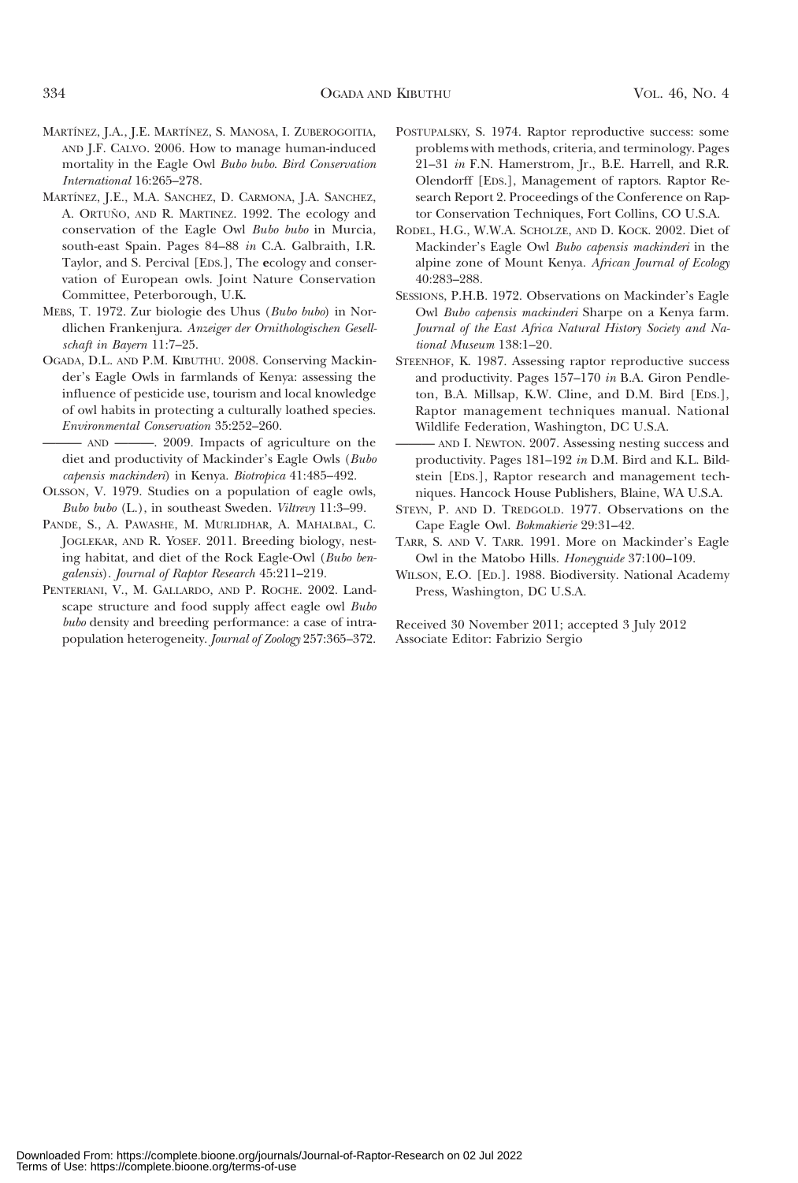MARTÍNEZ, J.A., J.E. MARTÍNEZ, S. MANOSA, I. ZUBEROGOITIA, AND J.F. CALVO. 2006. How to manage human-induced mortality in the Eagle Owl *Bubo bubo*. *Bird Conservation International* 16:265–278.

MARTÍNEZ, J.E., M.A. SANCHEZ, D. CARMONA, J.A. SANCHEZ, A. ORTUÑO, AND R. MARTINEZ. 1992. The ecology and conservation of the Eagle Owl *Bubo bubo* in Murcia, south-east Spain. Pages 84–88 *in* C.A. Galbraith, I.R. Taylor, and S. Percival [EDS.], The ecology and conservation of European owls. Joint Nature Conservation Committee, Peterborough, U.K.

MEBS, T. 1972. Zur biologie des Uhus (*Bubo bubo*) in Nordlichen Frankenjura. *Anzeiger der Ornithologischen Gesellschaft in Bayern* 11:7–25.

OGADA, D.L. AND P.M. KIBUTHU. 2008. Conserving Mackinder's Eagle Owls in farmlands of Kenya: assessing the influence of pesticide use, tourism and local knowledge of owl habits in protecting a culturally loathed species. *Environmental Conservation* 35:252–260.

——— AND ———. 2009. Impacts of agriculture on the diet and productivity of Mackinder's Eagle Owls (*Bubo capensis mackinderi*) in Kenya. *Biotropica* 41:485–492.

OLSSON, V. 1979. Studies on a population of eagle owls, *Bubo bubo* (L.), in southeast Sweden. *Viltrevy* 11:3–99.

PANDE, S., A. PAWASHE, M. MURLIDHAR, A. MAHALBAL, C. JOGLEKAR, AND R. YOSEF. 2011. Breeding biology, nesting habitat, and diet of the Rock Eagle-Owl (*Bubo bengalensis*). *Journal of Raptor Research* 45:211–219.

PENTERIANI, V., M. GALLARDO, AND P. ROCHE. 2002. Landscape structure and food supply affect eagle owl *Bubo bubo* density and breeding performance: a case of intrapopulation heterogeneity. *Journal of Zoology* 257:365–372.

POSTUPALSKY, S. 1974. Raptor reproductive success: some problems with methods, criteria, and terminology. Pages 21–31 *in* F.N. Hamerstrom, Jr., B.E. Harrell, and R.R. Olendorff [EDS.], Management of raptors. Raptor Research Report 2. Proceedings of the Conference on Raptor Conservation Techniques, Fort Collins, CO U.S.A.

RODEL, H.G., W.W.A. SCHOLZE, AND D. KOCK. 2002. Diet of Mackinder's Eagle Owl *Bubo capensis mackinderi* in the alpine zone of Mount Kenya. *African Journal of Ecology* 40:283–288.

SESSIONS, P.H.B. 1972. Observations on Mackinder's Eagle Owl *Bubo capensis mackinderi* Sharpe on a Kenya farm. *Journal of the East Africa Natural History Society and National Museum* 138:1–20.

STEENHOF, K. 1987. Assessing raptor reproductive success and productivity. Pages 157–170 *in* B.A. Giron Pendleton, B.A. Millsap, K.W. Cline, and D.M. Bird [EDS.], Raptor management techniques manual. National Wildlife Federation, Washington, DC U.S.A.

——— AND I. NEWTON. 2007. Assessing nesting success and productivity. Pages 181–192 *in* D.M. Bird and K.L. Bildstein [EDS.], Raptor research and management techniques. Hancock House Publishers, Blaine, WA U.S.A.

STEYN, P. AND D. TREDGOLD. 1977. Observations on the Cape Eagle Owl. *Bokmakierie* 29:31–42.

TARR, S. AND V. TARR. 1991. More on Mackinder's Eagle Owl in the Matobo Hills. *Honeyguide* 37:100–109.

WILSON, E.O. [ED.]. 1988. Biodiversity. National Academy Press, Washington, DC U.S.A.

Received 30 November 2011; accepted 3 July 2012
Associate Editor: Fabrizio Sergio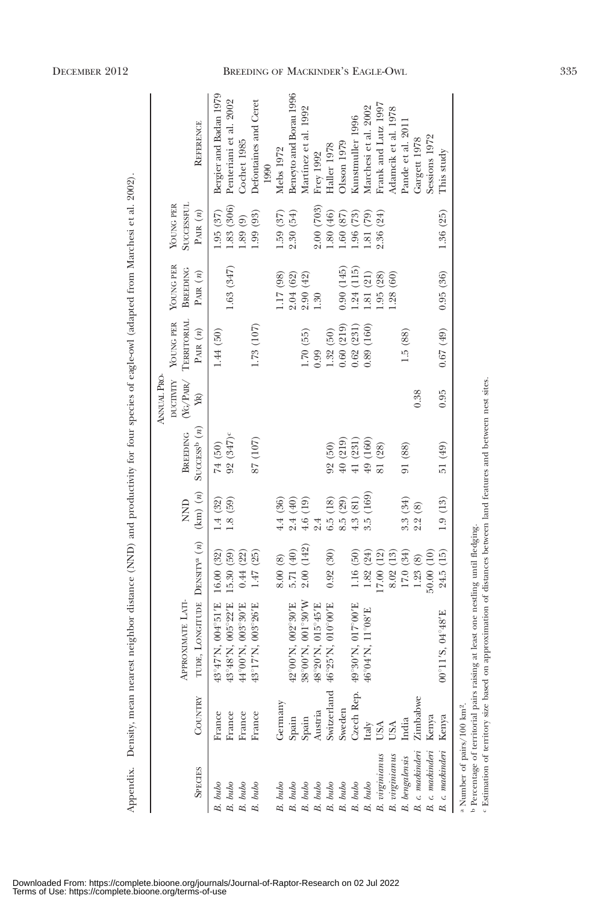Appendix. Density, mean nearest neighbor distance (NND) and productivity for four species of eagle-owl (adapted from Marchesi et al. 2002).

| Species | Country | Approximate Latitude, Longitude | Density[a] (*n*) | NND (km) (*n*) | Breeding Success[b] (*n*) | Annual Productivity (Yg/Pair/Yr) | Young per Territorial Pair (*n*) | Young per Breeding Pair (*n*) | Young per Successful Pair (*n*) | Reference |
|---|---|---|---|---|---|---|---|---|---|---|
| *B. bubo* | France | 43°47′N, 004°51′E | 16.00 (32) | 1.4 (32) | 74 (50) | | 1.44 (50) | | 1.95 (37) | Bergier and Badan 1979 |
| *B. bubo* | France | 43°48′N, 005°22′E | 15.30 (59) | 1.8 (59) | 92 (347)[c] | | | 1.63 (347) | 1.83 (306) | Penteriani et al. 2002 |
| *B. bubo* | France | 44°00′N, 003°30′E | 0.44 (22) | | | | | | 1.89 (9) | Cochet 1985 |
| *B. bubo* | France | 43°17′N, 003°26′E | 1.47 (25) | | 87 (107) | | 1.73 (107) | | 1.99 (93) | Defontaines and Ceret 1990 |
| *B. bubo* | Germany | | 8.00 (8) | 4.4 (36) | | | | 1.17 (98) | 1.59 (37) | Mebs 1972 |
| *B. bubo* | Spain | 42°00′N, 002°30′E | 5.71 (40) | 2.4 (40) | | | | 2.04 (62) | 2.30 (54) | Beneyto and Borau 1996 |
| *B. bubo* | Spain | 38°00′N, 001°30′W | 2.00 (142) | 4.6 (19) | | | 1.70 (55) | 2.90 (42) | | Martínez et al. 1992 |
| *B. bubo* | Austria | 48°20′N, 015°45′E | | 2.4 | | | 0.99 | 1.30 | 2.00 (703) | Frey 1992 |
| *B. bubo* | Switzerland | 46°25′N, 010°00′E | 0.92 (30) | 6.5 (18) | 92 (50) | | 1.32 (50) | | 1.80 (46) | Haller 1978 |
| *B. bubo* | Sweden | | | 8.5 (29) | 40 (219) | | 0.60 (219) | 0.90 (145) | 1.60 (87) | Olsson 1979 |
| *B. bubo* | Czech Rep. | 49°30′N, 017°00′E | 1.16 (50) | 4.3 (81) | 41 (231) | | 0.62 (231) | 1.24 (115) | 1.96 (73) | Kunstmuller 1996 |
| *B. bubo* | Italy | 46°04′N, 11°08′E | 1.82 (24) | 3.5 (169) | 49 (160) | | 0.89 (160) | 1.81 (21) | 1.81 (79) | Marchesi et al. 2002 |
| *B. virginianus* | USA | | 17.00 (12) | | 81 (28) | | | 1.95 (28) | 2.36 (24) | Frank and Lutz 1997 |
| *B. virginianus* | USA | | 8.02 (13) | | | | | 1.28 (60) | | Adamcik et al. 1978 |
| *B. bengalensis* | India | | 17.0 (34) | 3.3 (34) | 91 (88) | | 1.5 (88) | | | Pande et al. 2011 |
| *B. c. mackinderi* | Zimbabwe | | 1.23 (8) | 2.2 (8) | | 0.38 | | | | Gargett 1978 |
| *B. c. mackinderi* | Kenya | | 50.00 (10) | | | | | | | Sessions 1972 |
| *B. c. mackinderi* | Kenya | 00°11′S, 04°48′E | 24.5 (15) | 1.9 (13) | 51 (49) | 0.95 | 0.67 (49) | 0.95 (36) | 1.36 (25) | This study |

[a] Number of pairs/100 km².

[b] Percentage of territorial pairs raising at least one nestling until fledging.

[c] Estimation of territory size based on approximation of distances between land features and between nest sites.